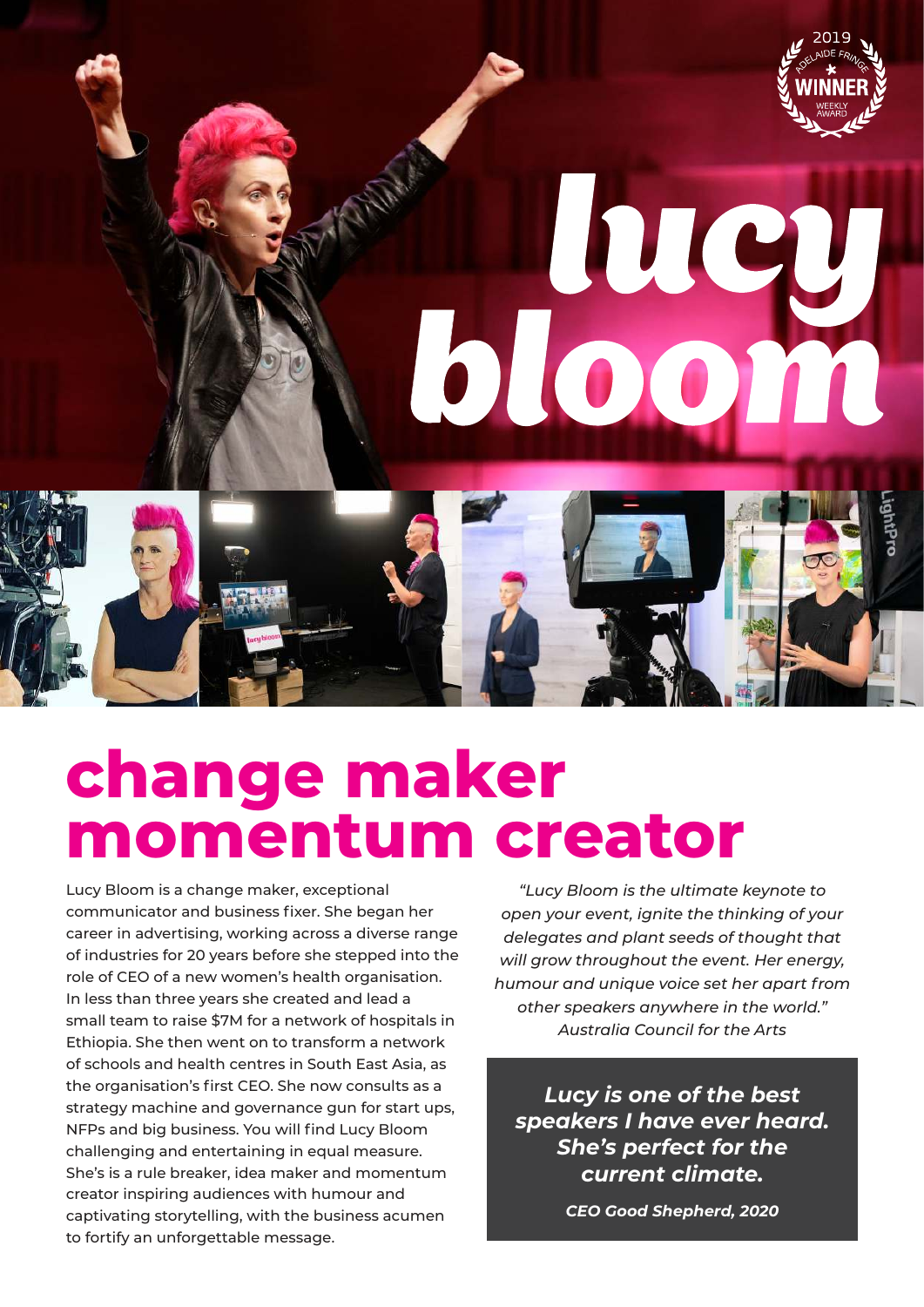2019 ADELAIDE FRINGE WINNER WEEKLY AWARD

# lucy bloom

# change maker momentum creator

Lucy Bloom is a change maker, exceptional communicator and business fixer. She began her career in advertising, working across a diverse range of industries for 20 years before she stepped into the role of CEO of a new women's health organisation. In less than three years she created and lead a small team to raise $7M for a network of hospitals in Ethiopia. She then went on to transform a network of schools and health centres in South East Asia, as the organisation's first CEO. She now consults as a strategy machine and governance gun for start ups, NFPs and big business. You will find Lucy Bloom challenging and entertaining in equal measure. She's is a rule breaker, idea maker and momentum creator inspiring audiences with humour and captivating storytelling, with the business acumen to fortify an unforgettable message.

*"Lucy Bloom is the ultimate keynote to open your event, ignite the thinking of your delegates and plant seeds of thought that will grow throughout the event. Her energy, humour and unique voice set her apart from other speakers anywhere in the world."*
*Australia Council for the Arts*

***Lucy is one of the best speakers I have ever heard. She's perfect for the current climate.***

***CEO Good Shepherd, 2020***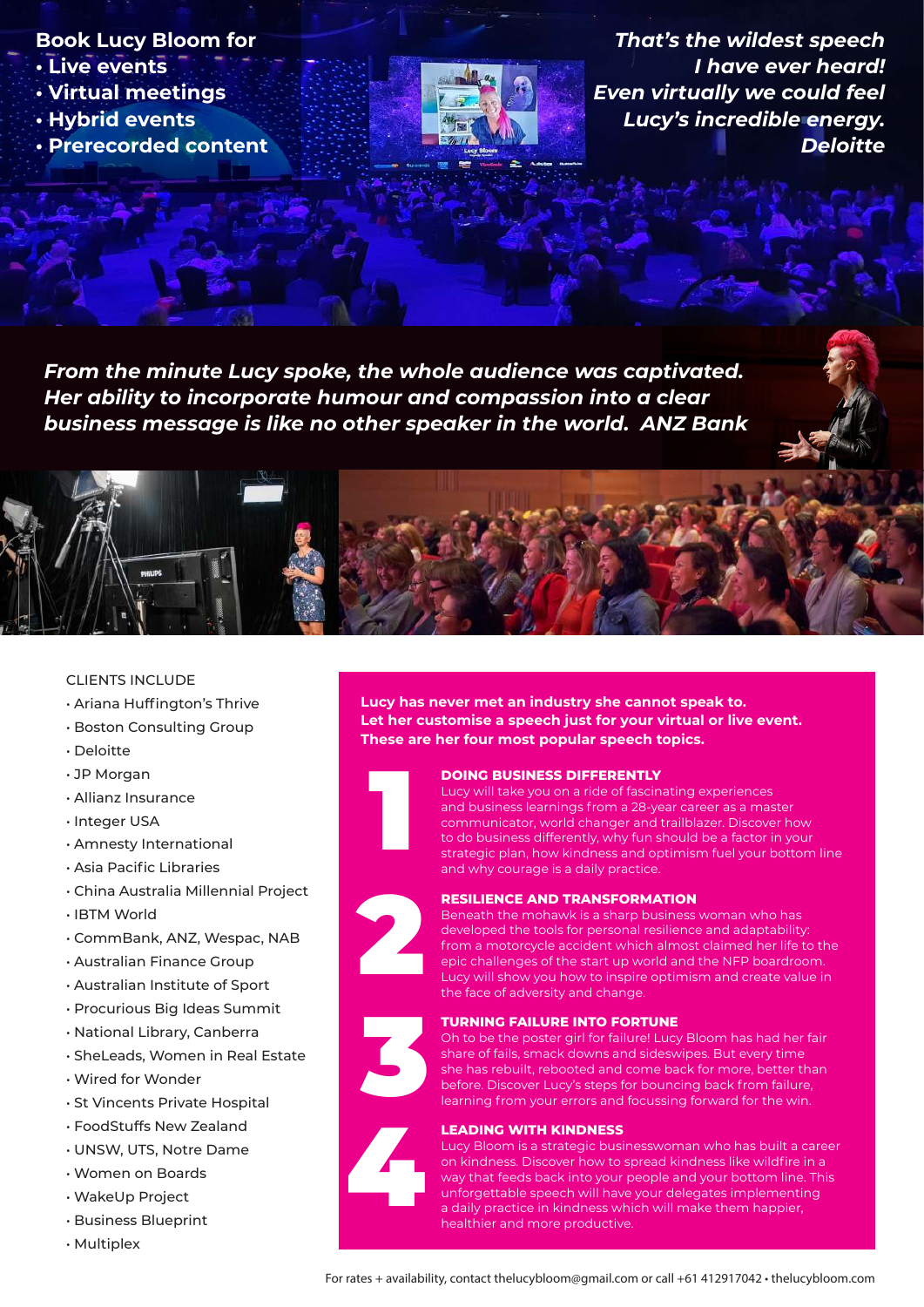**Book Lucy Bloom for**

- **Live events**
- **Virtual meetings**
- **Hybrid events**
- **Prerecorded content**

***That's the wildest speech I have ever heard! Even virtually we could feel Lucy's incredible energy. Deloitte***

***From the minute Lucy spoke, the whole audience was captivated. Her ability to incorporate humour and compassion into a clear business message is like no other speaker in the world. ANZ Bank***

CLIENTS INCLUDE

- Ariana Huffington's Thrive
- Boston Consulting Group
- Deloitte
- JP Morgan
- Allianz Insurance
- Integer USA
- Amnesty International
- Asia Pacific Libraries
- China Australia Millennial Project
- IBTM World
- CommBank, ANZ, Wespac, NAB
- Australian Finance Group
- Australian Institute of Sport
- Procurious Big Ideas Summit
- National Library, Canberra
- SheLeads, Women in Real Estate
- Wired for Wonder
- St Vincents Private Hospital
- FoodStuffs New Zealand
- UNSW, UTS, Notre Dame
- Women on Boards
- WakeUp Project
- Business Blueprint
- Multiplex

**Lucy has never met an industry she cannot speak to. Let her customise a speech just for your virtual or live event. These are her four most popular speech topics.**

## 1 DOING BUSINESS DIFFERENTLY

Lucy will take you on a ride of fascinating experiences and business learnings from a 28-year career as a master communicator, world changer and trailblazer. Discover how to do business differently, why fun should be a factor in your strategic plan, how kindness and optimism fuel your bottom line and why courage is a daily practice.

## 2 RESILIENCE AND TRANSFORMATION

Beneath the mohawk is a sharp business woman who has developed the tools for personal resilience and adaptability: from a motorcycle accident which almost claimed her life to the epic challenges of the start up world and the NFP boardroom. Lucy will show you how to inspire optimism and create value in the face of adversity and change.

## 3 TURNING FAILURE INTO FORTUNE

Oh to be the poster girl for failure! Lucy Bloom has had her fair share of fails, smack downs and sideswipes. But every time she has rebuilt, rebooted and come back for more, better than before. Discover Lucy's steps for bouncing back from failure, learning from your errors and focussing forward for the win.

## 4 LEADING WITH KINDNESS

Lucy Bloom is a strategic businesswoman who has built a career on kindness. Discover how to spread kindness like wildfire in a way that feeds back into your people and your bottom line. This unforgettable speech will have your delegates implementing a daily practice in kindness which will make them happier, healthier and more productive.

For rates + availability, contact thelucybloom@gmail.com or call +61 412917042 • thelucybloom.com